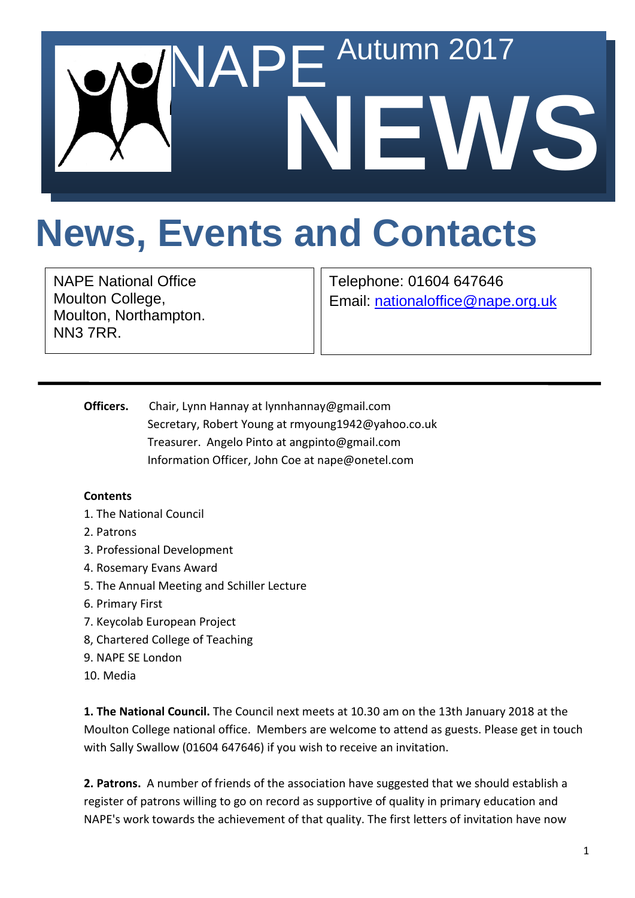# NAPE Autumn 2017 NEWS

# News, Events and Contacts

NAPE National Office
Moulton College,
Moulton, Northampton.
NN3 7RR.

Telephone: 01604 647646
Email: nationaloffice@nape.org.uk

---

**Officers.** Chair, Lynn Hannay at lynnhannay@gmail.com
Secretary, Robert Young at rmyoung1942@yahoo.co.uk
Treasurer. Angelo Pinto at angpinto@gmail.com
Information Officer, John Coe at nape@onetel.com

**Contents**

1. The National Council
2. Patrons
3. Professional Development
4. Rosemary Evans Award
5. The Annual Meeting and Schiller Lecture
6. Primary First
7. Keycolab European Project
8, Chartered College of Teaching
9. NAPE SE London
10. Media

**1. The National Council.** The Council next meets at 10.30 am on the 13th January 2018 at the Moulton College national office. Members are welcome to attend as guests. Please get in touch with Sally Swallow (01604 647646) if you wish to receive an invitation.

**2. Patrons.** A number of friends of the association have suggested that we should establish a register of patrons willing to go on record as supportive of quality in primary education and NAPE's work towards the achievement of that quality. The first letters of invitation have now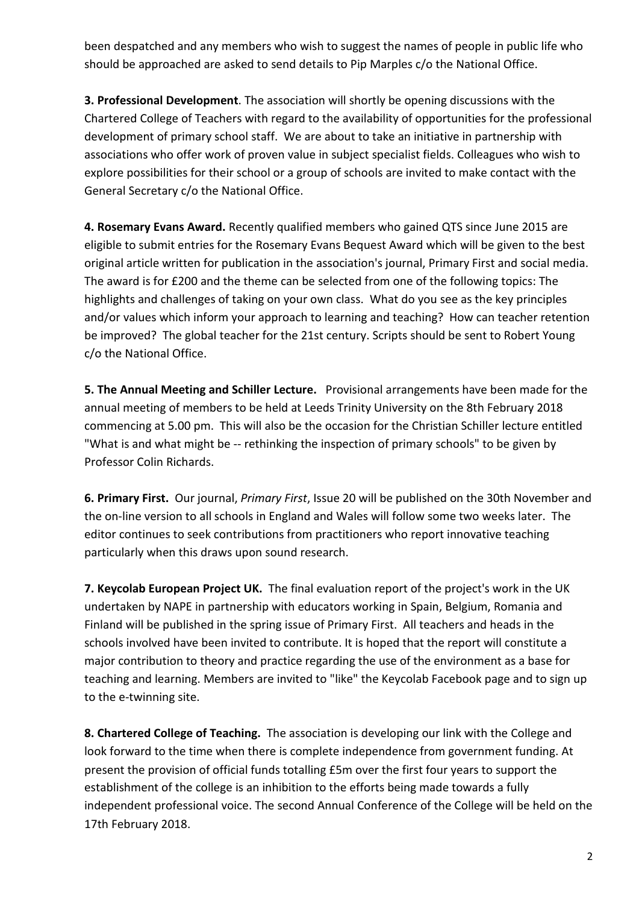been despatched and any members who wish to suggest the names of people in public life who should be approached are asked to send details to Pip Marples c/o the National Office.

**3. Professional Development**. The association will shortly be opening discussions with the Chartered College of Teachers with regard to the availability of opportunities for the professional development of primary school staff. We are about to take an initiative in partnership with associations who offer work of proven value in subject specialist fields. Colleagues who wish to explore possibilities for their school or a group of schools are invited to make contact with the General Secretary c/o the National Office.

**4. Rosemary Evans Award.** Recently qualified members who gained QTS since June 2015 are eligible to submit entries for the Rosemary Evans Bequest Award which will be given to the best original article written for publication in the association's journal, Primary First and social media. The award is for £200 and the theme can be selected from one of the following topics: The highlights and challenges of taking on your own class. What do you see as the key principles and/or values which inform your approach to learning and teaching? How can teacher retention be improved? The global teacher for the 21st century. Scripts should be sent to Robert Young c/o the National Office.

**5. The Annual Meeting and Schiller Lecture.** Provisional arrangements have been made for the annual meeting of members to be held at Leeds Trinity University on the 8th February 2018 commencing at 5.00 pm. This will also be the occasion for the Christian Schiller lecture entitled "What is and what might be -- rethinking the inspection of primary schools" to be given by Professor Colin Richards.

**6. Primary First.** Our journal, *Primary First*, Issue 20 will be published on the 30th November and the on-line version to all schools in England and Wales will follow some two weeks later. The editor continues to seek contributions from practitioners who report innovative teaching particularly when this draws upon sound research.

**7. Keycolab European Project UK.** The final evaluation report of the project's work in the UK undertaken by NAPE in partnership with educators working in Spain, Belgium, Romania and Finland will be published in the spring issue of Primary First. All teachers and heads in the schools involved have been invited to contribute. It is hoped that the report will constitute a major contribution to theory and practice regarding the use of the environment as a base for teaching and learning. Members are invited to "like" the Keycolab Facebook page and to sign up to the e-twinning site.

**8. Chartered College of Teaching.** The association is developing our link with the College and look forward to the time when there is complete independence from government funding. At present the provision of official funds totalling £5m over the first four years to support the establishment of the college is an inhibition to the efforts being made towards a fully independent professional voice. The second Annual Conference of the College will be held on the 17th February 2018.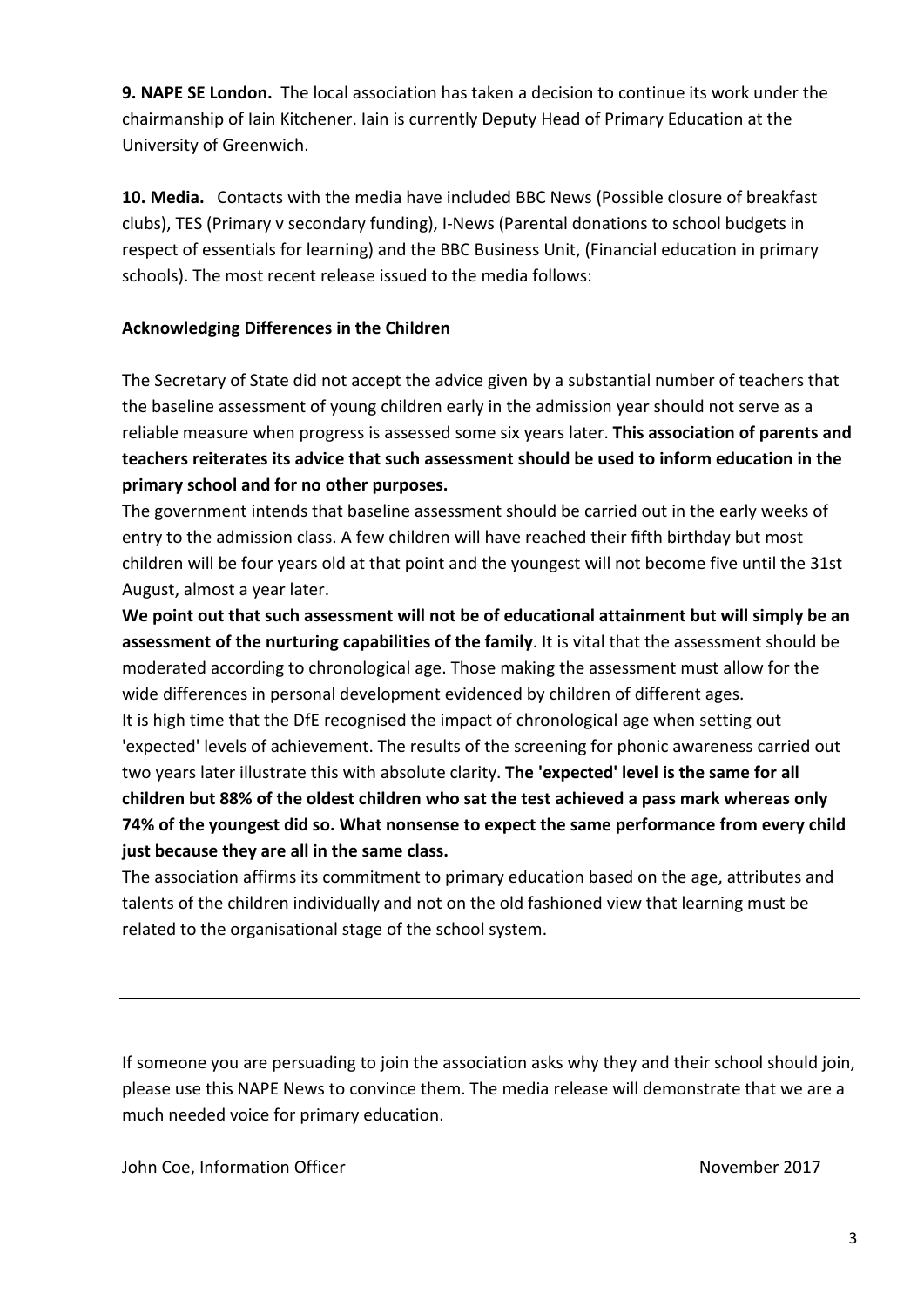**9. NAPE SE London.** The local association has taken a decision to continue its work under the chairmanship of Iain Kitchener. Iain is currently Deputy Head of Primary Education at the University of Greenwich.

**10. Media.** Contacts with the media have included BBC News (Possible closure of breakfast clubs), TES (Primary v secondary funding), I-News (Parental donations to school budgets in respect of essentials for learning) and the BBC Business Unit, (Financial education in primary schools). The most recent release issued to the media follows:

**Acknowledging Differences in the Children**

The Secretary of State did not accept the advice given by a substantial number of teachers that the baseline assessment of young children early in the admission year should not serve as a reliable measure when progress is assessed some six years later. **This association of parents and teachers reiterates its advice that such assessment should be used to inform education in the primary school and for no other purposes.**

The government intends that baseline assessment should be carried out in the early weeks of entry to the admission class. A few children will have reached their fifth birthday but most children will be four years old at that point and the youngest will not become five until the 31st August, almost a year later.

**We point out that such assessment will not be of educational attainment but will simply be an assessment of the nurturing capabilities of the family**. It is vital that the assessment should be moderated according to chronological age. Those making the assessment must allow for the wide differences in personal development evidenced by children of different ages.

It is high time that the DfE recognised the impact of chronological age when setting out 'expected' levels of achievement. The results of the screening for phonic awareness carried out two years later illustrate this with absolute clarity. **The 'expected' level is the same for all children but 88% of the oldest children who sat the test achieved a pass mark whereas only 74% of the youngest did so. What nonsense to expect the same performance from every child just because they are all in the same class.**

The association affirms its commitment to primary education based on the age, attributes and talents of the children individually and not on the old fashioned view that learning must be related to the organisational stage of the school system.

---

If someone you are persuading to join the association asks why they and their school should join, please use this NAPE News to convince them. The media release will demonstrate that we are a much needed voice for primary education.

John Coe, Information Officer November 2017